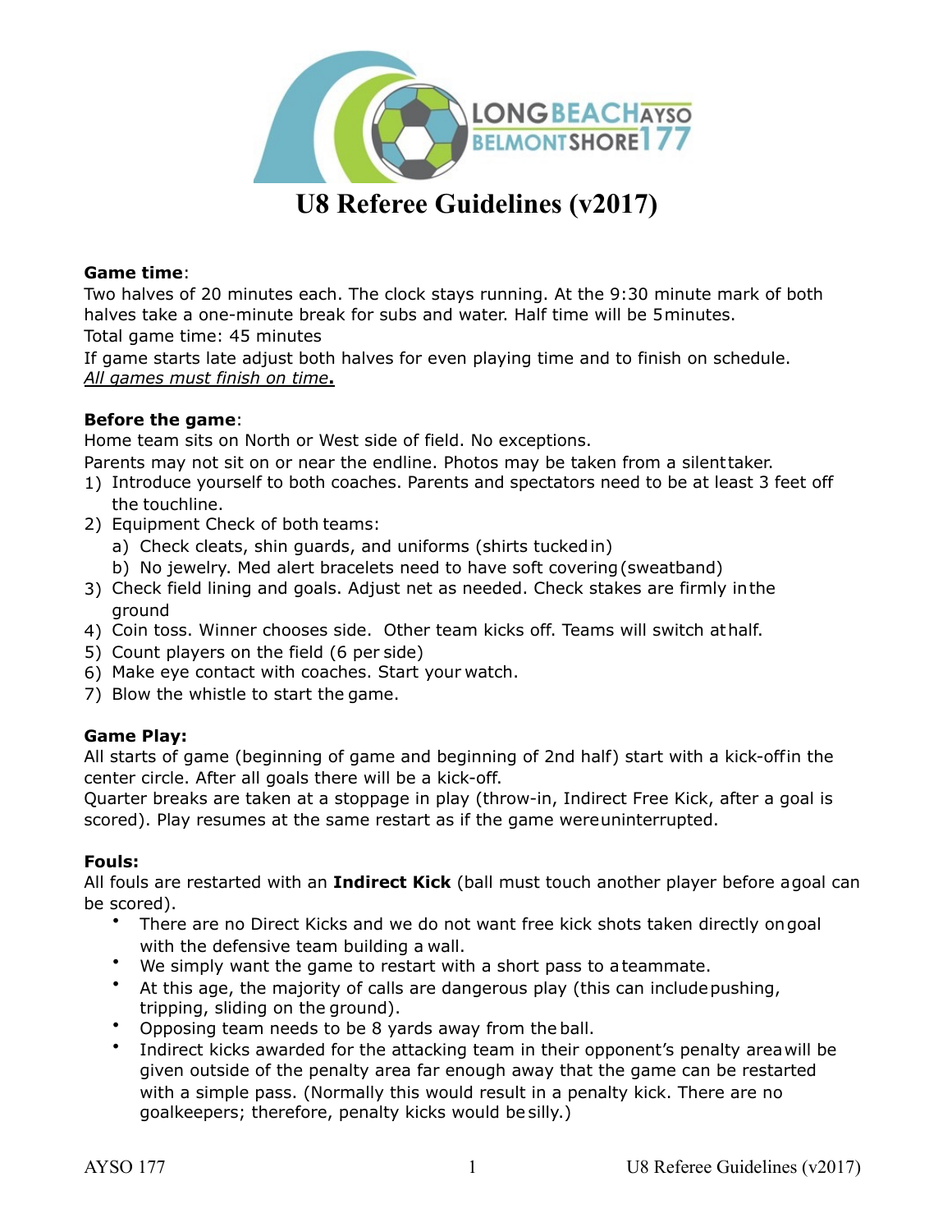# U8 Referee Guidelines (v2017)

**Game time**:
Two halves of 20 minutes each. The clock stays running. At the 9:30 minute mark of both halves take a one-minute break for subs and water. Half time will be 5 minutes.
Total game time: 45 minutes
If game starts late adjust both halves for even playing time and to finish on schedule.
*All games must finish on time***.**

**Before the game**:
Home team sits on North or West side of field. No exceptions.
Parents may not sit on or near the endline. Photos may be taken from a silent taker.

1) Introduce yourself to both coaches. Parents and spectators need to be at least 3 feet off the touchline.
2) Equipment Check of both teams:
   a) Check cleats, shin guards, and uniforms (shirts tucked in)
   b) No jewelry. Med alert bracelets need to have soft covering (sweatband)
3) Check field lining and goals. Adjust net as needed. Check stakes are firmly in the ground
4) Coin toss. Winner chooses side. Other team kicks off. Teams will switch at half.
5) Count players on the field (6 per side)
6) Make eye contact with coaches. Start your watch.
7) Blow the whistle to start the game.

**Game Play:**
All starts of game (beginning of game and beginning of 2nd half) start with a kick-off in the center circle. After all goals there will be a kick-off.
Quarter breaks are taken at a stoppage in play (throw-in, Indirect Free Kick, after a goal is scored). Play resumes at the same restart as if the game were uninterrupted.

**Fouls:**
All fouls are restarted with an **Indirect Kick** (ball must touch another player before a goal can be scored).

- There are no Direct Kicks and we do not want free kick shots taken directly on goal with the defensive team building a wall.
- We simply want the game to restart with a short pass to a teammate.
- At this age, the majority of calls are dangerous play (this can include pushing, tripping, sliding on the ground).
- Opposing team needs to be 8 yards away from the ball.
- Indirect kicks awarded for the attacking team in their opponent's penalty area will be given outside of the penalty area far enough away that the game can be restarted with a simple pass. (Normally this would result in a penalty kick. There are no goalkeepers; therefore, penalty kicks would be silly.)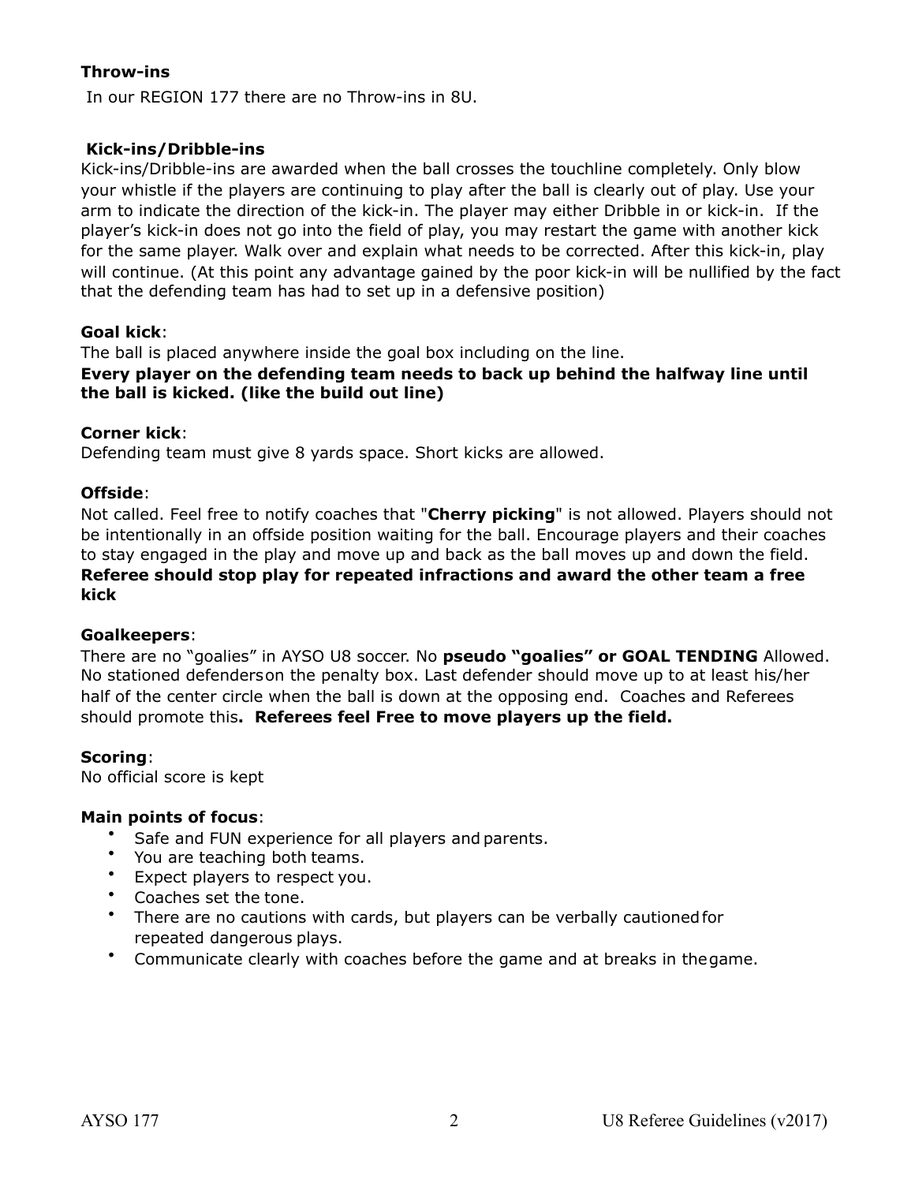**Throw-ins**

In our REGION 177 there are no Throw-ins in 8U.

**Kick-ins/Dribble-ins**

Kick-ins/Dribble-ins are awarded when the ball crosses the touchline completely. Only blow your whistle if the players are continuing to play after the ball is clearly out of play. Use your arm to indicate the direction of the kick-in. The player may either Dribble in or kick-in. If the player's kick-in does not go into the field of play, you may restart the game with another kick for the same player. Walk over and explain what needs to be corrected. After this kick-in, play will continue. (At this point any advantage gained by the poor kick-in will be nullified by the fact that the defending team has had to set up in a defensive position)

**Goal kick**:

The ball is placed anywhere inside the goal box including on the line.
**Every player on the defending team needs to back up behind the halfway line until the ball is kicked. (like the build out line)**

**Corner kick**:

Defending team must give 8 yards space. Short kicks are allowed.

**Offside**:

Not called. Feel free to notify coaches that "**Cherry picking**" is not allowed. Players should not be intentionally in an offside position waiting for the ball. Encourage players and their coaches to stay engaged in the play and move up and back as the ball moves up and down the field. **Referee should stop play for repeated infractions and award the other team a free kick**

**Goalkeepers**:

There are no "goalies" in AYSO U8 soccer. No **pseudo "goalies" or GOAL TENDING** Allowed. No stationed defenders on the penalty box. Last defender should move up to at least his/her half of the center circle when the ball is down at the opposing end. Coaches and Referees should promote this**. Referees feel Free to move players up the field.**

**Scoring**:

No official score is kept

**Main points of focus**:

- Safe and FUN experience for all players and parents.
- You are teaching both teams.
- Expect players to respect you.
- Coaches set the tone.
- There are no cautions with cards, but players can be verbally cautioned for repeated dangerous plays.
- Communicate clearly with coaches before the game and at breaks in the game.